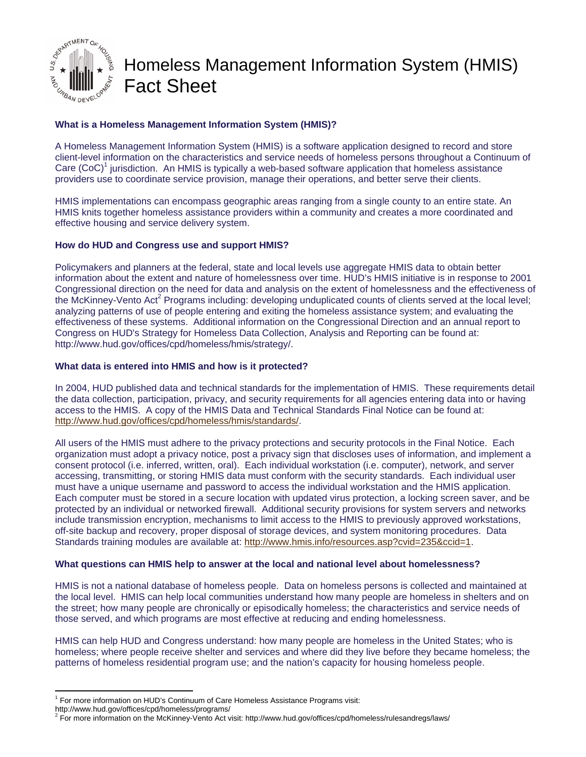# Homeless Management Information System (HMIS) Fact Sheet

**What is a Homeless Management Information System (HMIS)?**

A Homeless Management Information System (HMIS) is a software application designed to record and store client-level information on the characteristics and service needs of homeless persons throughout a Continuum of Care (CoC)[1] jurisdiction. An HMIS is typically a web-based software application that homeless assistance providers use to coordinate service provision, manage their operations, and better serve their clients.

HMIS implementations can encompass geographic areas ranging from a single county to an entire state. An HMIS knits together homeless assistance providers within a community and creates a more coordinated and effective housing and service delivery system.

**How do HUD and Congress use and support HMIS?**

Policymakers and planners at the federal, state and local levels use aggregate HMIS data to obtain better information about the extent and nature of homelessness over time. HUD's HMIS initiative is in response to 2001 Congressional direction on the need for data and analysis on the extent of homelessness and the effectiveness of the McKinney-Vento Act[2] Programs including: developing unduplicated counts of clients served at the local level; analyzing patterns of use of people entering and exiting the homeless assistance system; and evaluating the effectiveness of these systems. Additional information on the Congressional Direction and an annual report to Congress on HUD's Strategy for Homeless Data Collection, Analysis and Reporting can be found at: http://www.hud.gov/offices/cpd/homeless/hmis/strategy/.

**What data is entered into HMIS and how is it protected?**

In 2004, HUD published data and technical standards for the implementation of HMIS. These requirements detail the data collection, participation, privacy, and security requirements for all agencies entering data into or having access to the HMIS. A copy of the HMIS Data and Technical Standards Final Notice can be found at: http://www.hud.gov/offices/cpd/homeless/hmis/standards/.

All users of the HMIS must adhere to the privacy protections and security protocols in the Final Notice. Each organization must adopt a privacy notice, post a privacy sign that discloses uses of information, and implement a consent protocol (i.e. inferred, written, oral). Each individual workstation (i.e. computer), network, and server accessing, transmitting, or storing HMIS data must conform with the security standards. Each individual user must have a unique username and password to access the individual workstation and the HMIS application. Each computer must be stored in a secure location with updated virus protection, a locking screen saver, and be protected by an individual or networked firewall. Additional security provisions for system servers and networks include transmission encryption, mechanisms to limit access to the HMIS to previously approved workstations, off-site backup and recovery, proper disposal of storage devices, and system monitoring procedures. Data Standards training modules are available at: http://www.hmis.info/resources.asp?cvid=235&ccid=1.

**What questions can HMIS help to answer at the local and national level about homelessness?**

HMIS is not a national database of homeless people. Data on homeless persons is collected and maintained at the local level. HMIS can help local communities understand how many people are homeless in shelters and on the street; how many people are chronically or episodically homeless; the characteristics and service needs of those served, and which programs are most effective at reducing and ending homelessness.

HMIS can help HUD and Congress understand: how many people are homeless in the United States; who is homeless; where people receive shelter and services and where did they live before they became homeless; the patterns of homeless residential program use; and the nation's capacity for housing homeless people.

---

[1] For more information on HUD's Continuum of Care Homeless Assistance Programs visit: http://www.hud.gov/offices/cpd/homeless/programs/

[2] For more information on the McKinney-Vento Act visit: http://www.hud.gov/offices/cpd/homeless/rulesandregs/laws/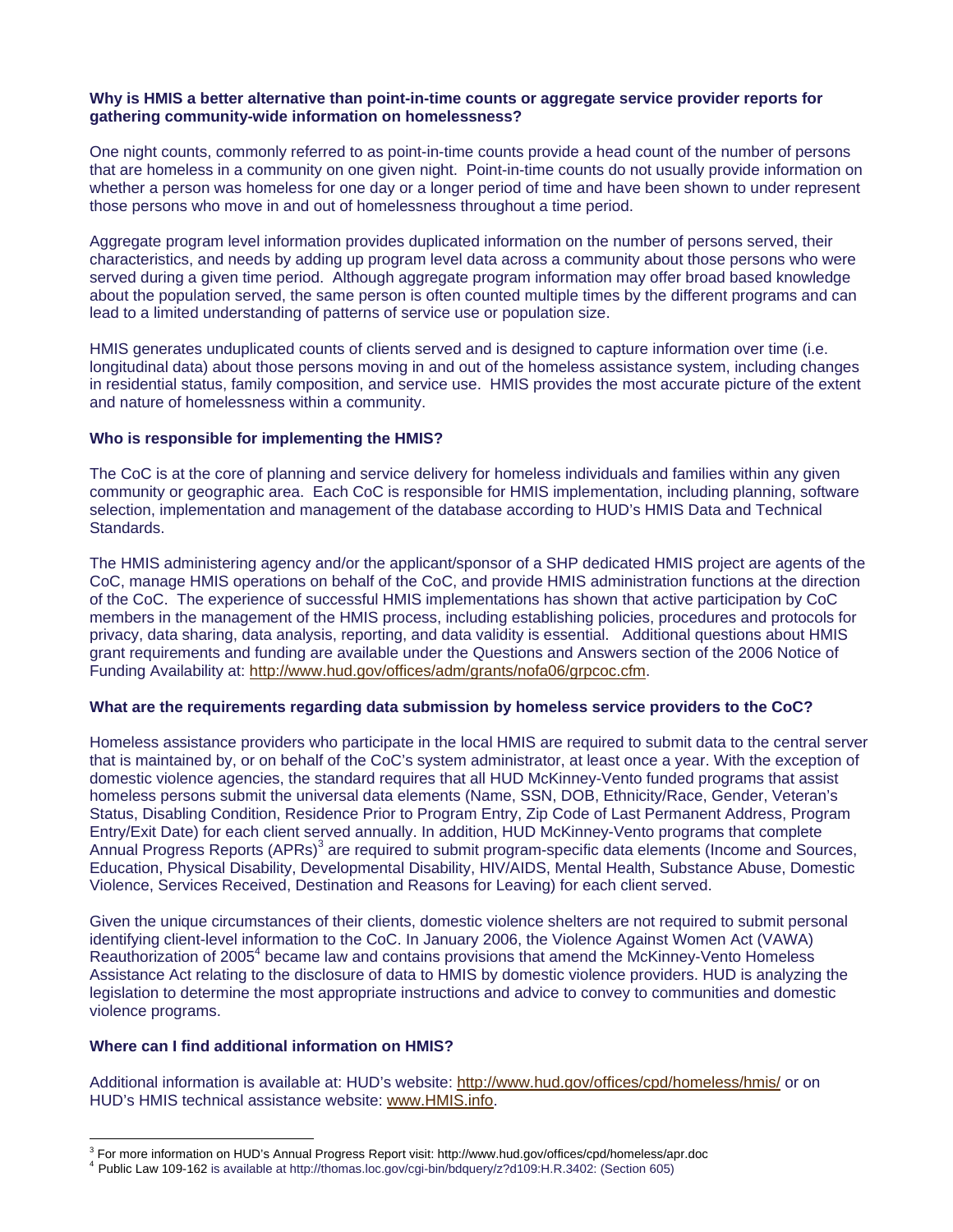**Why is HMIS a better alternative than point-in-time counts or aggregate service provider reports for gathering community-wide information on homelessness?**

One night counts, commonly referred to as point-in-time counts provide a head count of the number of persons that are homeless in a community on one given night. Point-in-time counts do not usually provide information on whether a person was homeless for one day or a longer period of time and have been shown to under represent those persons who move in and out of homelessness throughout a time period.

Aggregate program level information provides duplicated information on the number of persons served, their characteristics, and needs by adding up program level data across a community about those persons who were served during a given time period. Although aggregate program information may offer broad based knowledge about the population served, the same person is often counted multiple times by the different programs and can lead to a limited understanding of patterns of service use or population size.

HMIS generates unduplicated counts of clients served and is designed to capture information over time (i.e. longitudinal data) about those persons moving in and out of the homeless assistance system, including changes in residential status, family composition, and service use. HMIS provides the most accurate picture of the extent and nature of homelessness within a community.

**Who is responsible for implementing the HMIS?**

The CoC is at the core of planning and service delivery for homeless individuals and families within any given community or geographic area. Each CoC is responsible for HMIS implementation, including planning, software selection, implementation and management of the database according to HUD's HMIS Data and Technical Standards.

The HMIS administering agency and/or the applicant/sponsor of a SHP dedicated HMIS project are agents of the CoC, manage HMIS operations on behalf of the CoC, and provide HMIS administration functions at the direction of the CoC. The experience of successful HMIS implementations has shown that active participation by CoC members in the management of the HMIS process, including establishing policies, procedures and protocols for privacy, data sharing, data analysis, reporting, and data validity is essential. Additional questions about HMIS grant requirements and funding are available under the Questions and Answers section of the 2006 Notice of Funding Availability at: http://www.hud.gov/offices/adm/grants/nofa06/grpcoc.cfm.

**What are the requirements regarding data submission by homeless service providers to the CoC?**

Homeless assistance providers who participate in the local HMIS are required to submit data to the central server that is maintained by, or on behalf of the CoC's system administrator, at least once a year. With the exception of domestic violence agencies, the standard requires that all HUD McKinney-Vento funded programs that assist homeless persons submit the universal data elements (Name, SSN, DOB, Ethnicity/Race, Gender, Veteran's Status, Disabling Condition, Residence Prior to Program Entry, Zip Code of Last Permanent Address, Program Entry/Exit Date) for each client served annually. In addition, HUD McKinney-Vento programs that complete Annual Progress Reports (APRs)[3] are required to submit program-specific data elements (Income and Sources, Education, Physical Disability, Developmental Disability, HIV/AIDS, Mental Health, Substance Abuse, Domestic Violence, Services Received, Destination and Reasons for Leaving) for each client served.

Given the unique circumstances of their clients, domestic violence shelters are not required to submit personal identifying client-level information to the CoC. In January 2006, the Violence Against Women Act (VAWA) Reauthorization of 2005[4] became law and contains provisions that amend the McKinney-Vento Homeless Assistance Act relating to the disclosure of data to HMIS by domestic violence providers. HUD is analyzing the legislation to determine the most appropriate instructions and advice to convey to communities and domestic violence programs.

**Where can I find additional information on HMIS?**

Additional information is available at: HUD's website: http://www.hud.gov/offices/cpd/homeless/hmis/ or on HUD's HMIS technical assistance website: www.HMIS.info.

---

[3] For more information on HUD's Annual Progress Report visit: http://www.hud.gov/offices/cpd/homeless/apr.doc

[4] Public Law 109-162 is available at http://thomas.loc.gov/cgi-bin/bdquery/z?d109:H.R.3402: (Section 605)